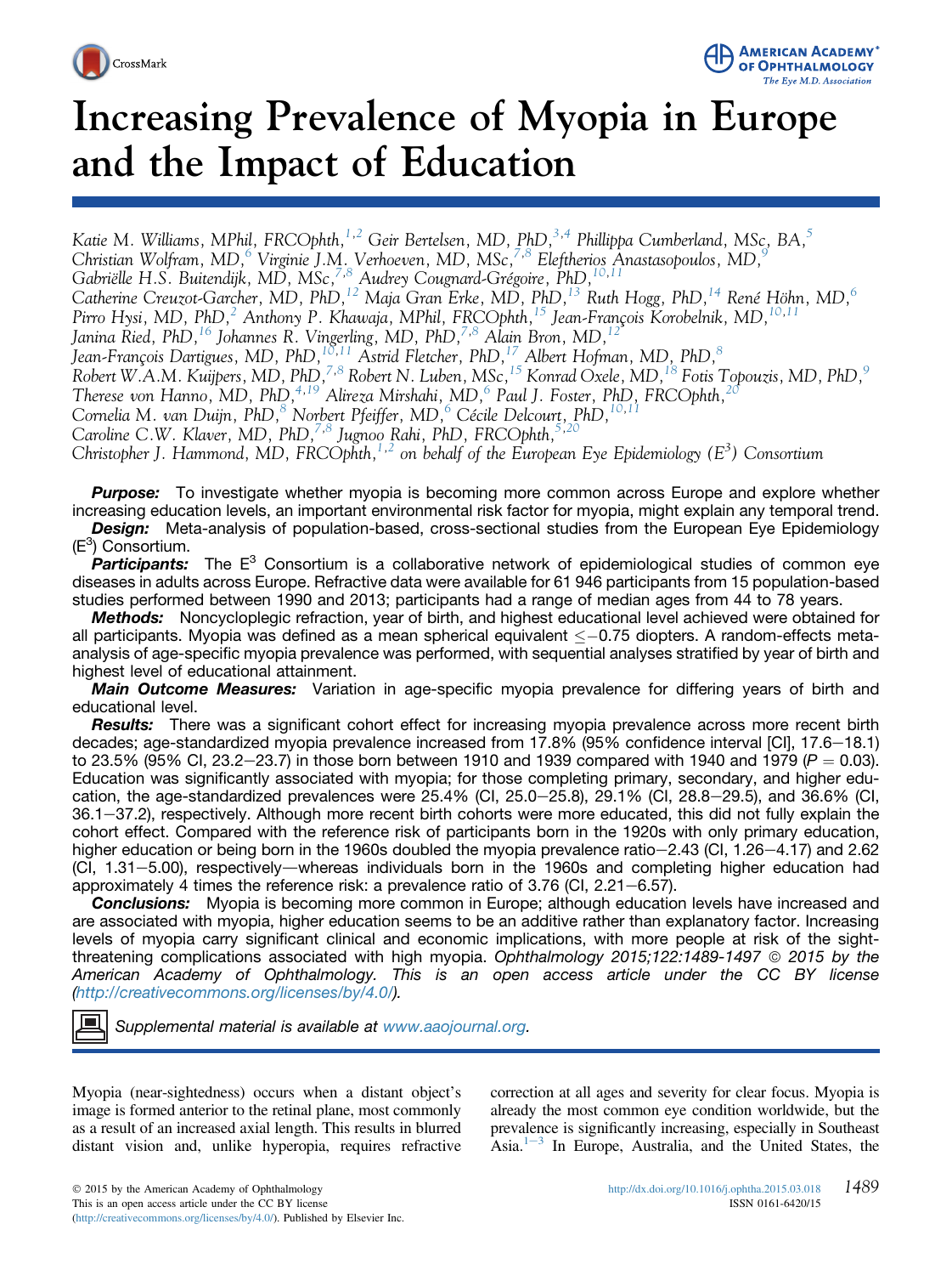# Increasing Prevalence of Myopia in Europe and the Impact of Education

*Katie M. Williams, MPhil, FRCOphth,[1,2] Geir Bertelsen, MD, PhD,[3,4] Phillippa Cumberland, MSc, BA,[5] Christian Wolfram, MD,[6] Virginie J.M. Verhoeven, MD, MSc,[7,8] Eleftherios Anastasopoulos, MD,[9] Gabriëlle H.S. Buitendijk, MD, MSc,[7,8] Audrey Cougnard-Grégoire, PhD,[10,11] Catherine Creuzot-Garcher, MD, PhD,[12] Maja Gran Erke, MD, PhD,[13] Ruth Hogg, PhD,[14] René Höhn, MD,[6] Pirro Hysi, MD, PhD,[2] Anthony P. Khawaja, MPhil, FRCOphth,[15] Jean-François Korobelnik, MD,[10,11] Janina Ried, PhD,[16] Johannes R. Vingerling, MD, PhD,[7,8] Alain Bron, MD,[12] Jean-François Dartigues, MD, PhD,[10,11] Astrid Fletcher, PhD,[17] Albert Hofman, MD, PhD,[8] Robert W.A.M. Kuijpers, MD, PhD,[7,8] Robert N. Luben, MSc,[15] Konrad Oxele, MD,[18] Fotis Topouzis, MD, PhD,[9] Therese von Hanno, MD, PhD,[4,19] Alireza Mirshahi, MD,[6] Paul J. Foster, PhD, FRCOphth,[20] Cornelia M. van Duijn, PhD,[8] Norbert Pfeiffer, MD,[6] Cécile Delcourt, PhD,[10,11] Caroline C.W. Klaver, MD, PhD,[7,8] Jugnoo Rahi, PhD, FRCOphth,[5,20] Christopher J. Hammond, MD, FRCOphth,[1,2] on behalf of the European Eye Epidemiology ($E^3$) Consortium*

***Purpose:*** To investigate whether myopia is becoming more common across Europe and explore whether increasing education levels, an important environmental risk factor for myopia, might explain any temporal trend.

***Design:*** Meta-analysis of population-based, cross-sectional studies from the European Eye Epidemiology ($E^3$) Consortium.

***Participants:*** The $E^3$ Consortium is a collaborative network of epidemiological studies of common eye diseases in adults across Europe. Refractive data were available for 61 946 participants from 15 population-based studies performed between 1990 and 2013; participants had a range of median ages from 44 to 78 years.

***Methods:*** Noncycloplegic refraction, year of birth, and highest educational level achieved were obtained for all participants. Myopia was defined as a mean spherical equivalent $\leq -0.75$ diopters. A random-effects meta-analysis of age-specific myopia prevalence was performed, with sequential analyses stratified by year of birth and highest level of educational attainment.

***Main Outcome Measures:*** Variation in age-specific myopia prevalence for differing years of birth and educational level.

***Results:*** There was a significant cohort effect for increasing myopia prevalence across more recent birth decades; age-standardized myopia prevalence increased from 17.8% (95% confidence interval [CI], 17.6–18.1) to 23.5% (95% CI, 23.2–23.7) in those born between 1910 and 1939 compared with 1940 and 1979 ($P = 0.03$). Education was significantly associated with myopia; for those completing primary, secondary, and higher education, the age-standardized prevalences were 25.4% (CI, 25.0–25.8), 29.1% (CI, 28.8–29.5), and 36.6% (CI, 36.1–37.2), respectively. Although more recent birth cohorts were more educated, this did not fully explain the cohort effect. Compared with the reference risk of participants born in the 1920s with only primary education, higher education or being born in the 1960s doubled the myopia prevalence ratio–2.43 (CI, 1.26–4.17) and 2.62 (CI, 1.31–5.00), respectively—whereas individuals born in the 1960s and completing higher education had approximately 4 times the reference risk: a prevalence ratio of 3.76 (CI, 2.21–6.57).

***Conclusions:*** Myopia is becoming more common in Europe; although education levels have increased and are associated with myopia, higher education seems to be an additive rather than explanatory factor. Increasing levels of myopia carry significant clinical and economic implications, with more people at risk of the sight-threatening complications associated with high myopia. *Ophthalmology 2015;122:1489-1497 © 2015 by the American Academy of Ophthalmology. This is an open access article under the CC BY license (http://creativecommons.org/licenses/by/4.0/).*

*Supplemental material is available at www.aaojournal.org.*

Myopia (near-sightedness) occurs when a distant object's image is formed anterior to the retinal plane, most commonly as a result of an increased axial length. This results in blurred distant vision and, unlike hyperopia, requires refractive correction at all ages and severity for clear focus. Myopia is already the most common eye condition worldwide, but the prevalence is significantly increasing, especially in Southeast Asia.[1–3] In Europe, Australia, and the United States, the

© 2015 by the American Academy of Ophthalmology
This is an open access article under the CC BY license (http://creativecommons.org/licenses/by/4.0/). Published by Elsevier Inc.

http://dx.doi.org/10.1016/j.ophtha.2015.03.018
ISSN 0161-6420/15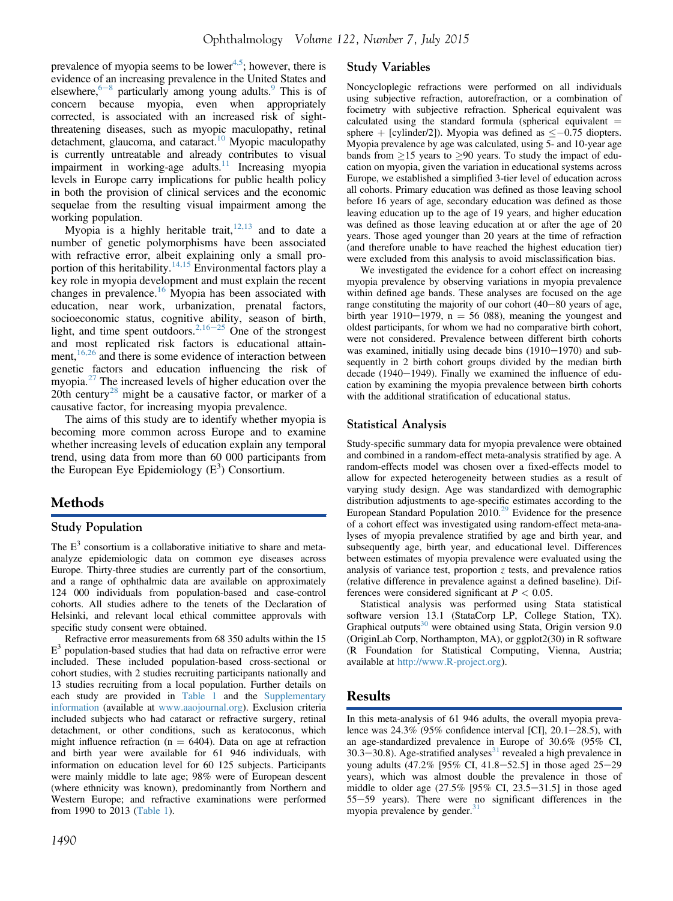prevalence of myopia seems to be lower[4,5]; however, there is evidence of an increasing prevalence in the United States and elsewhere,[6–8] particularly among young adults.[9] This is of concern because myopia, even when appropriately corrected, is associated with an increased risk of sight-threatening diseases, such as myopic maculopathy, retinal detachment, glaucoma, and cataract.[10] Myopic maculopathy is currently untreatable and already contributes to visual impairment in working-age adults.[11] Increasing myopia levels in Europe carry implications for public health policy in both the provision of clinical services and the economic sequelae from the resulting visual impairment among the working population.

Myopia is a highly heritable trait,[12,13] and to date a number of genetic polymorphisms have been associated with refractive error, albeit explaining only a small proportion of this heritability.[14,15] Environmental factors play a key role in myopia development and must explain the recent changes in prevalence.[16] Myopia has been associated with education, near work, urbanization, prenatal factors, socioeconomic status, cognitive ability, season of birth, light, and time spent outdoors.[2,16–25] One of the strongest and most replicated risk factors is educational attainment,[16,26] and there is some evidence of interaction between genetic factors and education influencing the risk of myopia.[27] The increased levels of higher education over the 20th century[28] might be a causative factor, or marker of a causative factor, for increasing myopia prevalence.

The aims of this study are to identify whether myopia is becoming more common across Europe and to examine whether increasing levels of education explain any temporal trend, using data from more than 60 000 participants from the European Eye Epidemiology ($E^3$) Consortium.

## Methods

### Study Population

The $E^3$ consortium is a collaborative initiative to share and meta-analyze epidemiologic data on common eye diseases across Europe. Thirty-three studies are currently part of the consortium, and a range of ophthalmic data are available on approximately 124 000 individuals from population-based and case-control cohorts. All studies adhere to the tenets of the Declaration of Helsinki, and relevant local ethical committee approvals with specific study consent were obtained.

Refractive error measurements from 68 350 adults within the 15 $E^3$ population-based studies that had data on refractive error were included. These included population-based cross-sectional or cohort studies, with 2 studies recruiting participants nationally and 13 studies recruiting from a local population. Further details on each study are provided in Table 1 and the Supplementary information (available at www.aaojournal.org). Exclusion criteria included subjects who had cataract or refractive surgery, retinal detachment, or other conditions, such as keratoconus, which might influence refraction (n = 6404). Data on age at refraction and birth year were available for 61 946 individuals, with information on education level for 60 125 subjects. Participants were mainly middle to late age; 98% were of European descent (where ethnicity was known), predominantly from Northern and Western Europe; and refractive examinations were performed from 1990 to 2013 (Table 1).

### Study Variables

Noncycloplegic refractions were performed on all individuals using subjective refraction, autorefraction, or a combination of focimetry with subjective refraction. Spherical equivalent was calculated using the standard formula (spherical equivalent = sphere + [cylinder/2]). Myopia was defined as ≤−0.75 diopters. Myopia prevalence by age was calculated, using 5- and 10-year age bands from ≥15 years to ≥90 years. To study the impact of education on myopia, given the variation in educational systems across Europe, we established a simplified 3-tier level of education across all cohorts. Primary education was defined as those leaving school before 16 years of age, secondary education was defined as those leaving education up to the age of 19 years, and higher education was defined as those leaving education at or after the age of 20 years. Those aged younger than 20 years at the time of refraction (and therefore unable to have reached the highest education tier) were excluded from this analysis to avoid misclassification bias.

We investigated the evidence for a cohort effect on increasing myopia prevalence by observing variations in myopia prevalence within defined age bands. These analyses are focused on the age range constituting the majority of our cohort (40–80 years of age, birth year 1910–1979, n = 56 088), meaning the youngest and oldest participants, for whom we had no comparative birth cohort, were not considered. Prevalence between different birth cohorts was examined, initially using decade bins (1910–1970) and subsequently in 2 birth cohort groups divided by the median birth decade (1940–1949). Finally we examined the influence of education by examining the myopia prevalence between birth cohorts with the additional stratification of educational status.

### Statistical Analysis

Study-specific summary data for myopia prevalence were obtained and combined in a random-effect meta-analysis stratified by age. A random-effects model was chosen over a fixed-effects model to allow for expected heterogeneity between studies as a result of varying study design. Age was standardized with demographic distribution adjustments to age-specific estimates according to the European Standard Population 2010.[29] Evidence for the presence of a cohort effect was investigated using random-effect meta-analyses of myopia prevalence stratified by age and birth year, and subsequently age, birth year, and educational level. Differences between estimates of myopia prevalence were evaluated using the analysis of variance test, proportion $z$ tests, and prevalence ratios (relative difference in prevalence against a defined baseline). Differences were considered significant at $P < 0.05$.

Statistical analysis was performed using Stata statistical software version 13.1 (StataCorp LP, College Station, TX). Graphical outputs[30] were obtained using Stata, Origin version 9.0 (OriginLab Corp, Northampton, MA), or ggplot2(30) in R software (R Foundation for Statistical Computing, Vienna, Austria; available at http://www.R-project.org).

## Results

In this meta-analysis of 61 946 adults, the overall myopia prevalence was 24.3% (95% confidence interval [CI], 20.1–28.5), with an age-standardized prevalence in Europe of 30.6% (95% CI, 30.3–30.8). Age-stratified analyses[31] revealed a high prevalence in young adults (47.2% [95% CI, 41.8–52.5] in those aged 25–29 years), which was almost double the prevalence in those of middle to older age (27.5% [95% CI, 23.5–31.5] in those aged 55–59 years). There were no significant differences in the myopia prevalence by gender.[31]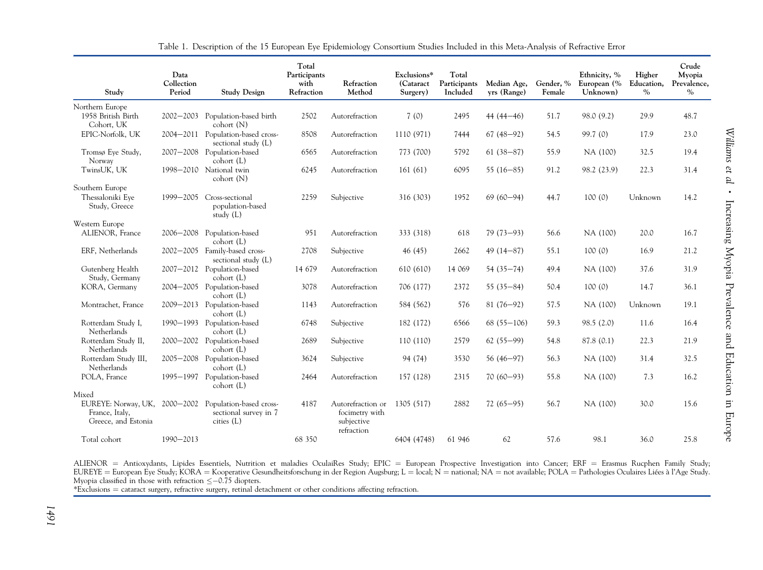Table 1. Description of the 15 European Eye Epidemiology Consortium Studies Included in this Meta-Analysis of Refractive Error

| Study | Data Collection Period | Study Design | Total Participants with Refraction | Refraction Method | Exclusions* (Cataract Surgery) | Total Participants Included | Median Age, yrs (Range) | Gender, % Female | Ethnicity, % European (% Unknown) | Higher Education, % | Crude Myopia Prevalence, % |
|---|---|---|---|---|---|---|---|---|---|---|---|
| Northern Europe | | | | | | | | | | | |
| 1958 British Birth Cohort, UK | 2002–2003 | Population-based birth cohort (N) | 2502 | Autorefraction | 7 (0) | 2495 | 44 (44–46) | 51.7 | 98.0 (9.2) | 29.9 | 48.7 |
| EPIC-Norfolk, UK | 2004–2011 | Population-based cross-sectional study (L) | 8508 | Autorefraction | 1110 (971) | 7444 | 67 (48–92) | 54.5 | 99.7 (0) | 17.9 | 23.0 |
| Tromsø Eye Study, Norway | 2007–2008 | Population-based cohort (L) | 6565 | Autorefraction | 773 (700) | 5792 | 61 (38–87) | 55.9 | NA (100) | 32.5 | 19.4 |
| TwinsUK, UK | 1998–2010 | National twin cohort (N) | 6245 | Autorefraction | 161 (61) | 6095 | 55 (16–85) | 91.2 | 98.2 (23.9) | 22.3 | 31.4 |
| Southern Europe | | | | | | | | | | | |
| Thessaloniki Eye Study, Greece | 1999–2005 | Cross-sectional population-based study (L) | 2259 | Subjective | 316 (303) | 1952 | 69 (60–94) | 44.7 | 100 (0) | Unknown | 14.2 |
| Western Europe | | | | | | | | | | | |
| ALIENOR, France | 2006–2008 | Population-based cohort (L) | 951 | Autorefraction | 333 (318) | 618 | 79 (73–93) | 56.6 | NA (100) | 20.0 | 16.7 |
| ERF, Netherlands | 2002–2005 | Family-based cross-sectional study (L) | 2708 | Subjective | 46 (45) | 2662 | 49 (14–87) | 55.1 | 100 (0) | 16.9 | 21.2 |
| Gutenberg Health Study, Germany | 2007–2012 | Population-based cohort (L) | 14 679 | Autorefraction | 610 (610) | 14 069 | 54 (35–74) | 49.4 | NA (100) | 37.6 | 31.9 |
| KORA, Germany | 2004–2005 | Population-based cohort (L) | 3078 | Autorefraction | 706 (177) | 2372 | 55 (35–84) | 50.4 | 100 (0) | 14.7 | 36.1 |
| Montrachet, France | 2009–2013 | Population-based cohort (L) | 1143 | Autorefraction | 584 (562) | 576 | 81 (76–92) | 57.5 | NA (100) | Unknown | 19.1 |
| Rotterdam Study I, Netherlands | 1990–1993 | Population-based cohort (L) | 6748 | Subjective | 182 (172) | 6566 | 68 (55–106) | 59.3 | 98.5 (2.0) | 11.6 | 16.4 |
| Rotterdam Study II, Netherlands | 2000–2002 | Population-based cohort (L) | 2689 | Subjective | 110 (110) | 2579 | 62 (55–99) | 54.8 | 87.8 (0.1) | 22.3 | 21.9 |
| Rotterdam Study III, Netherlands | 2005–2008 | Population-based cohort (L) | 3624 | Subjective | 94 (74) | 3530 | 56 (46–97) | 56.3 | NA (100) | 31.4 | 32.5 |
| POLA, France | 1995–1997 | Population-based cohort (L) | 2464 | Autorefraction | 157 (128) | 2315 | 70 (60–93) | 55.8 | NA (100) | 7.3 | 16.2 |
| Mixed | | | | | | | | | | | |
| EUREYE: Norway, UK, France, Italy, Greece, and Estonia | 2000–2002 | Population-based cross-sectional survey in 7 cities (L) | 4187 | Autorefraction or focimetry with subjective refraction | 1305 (517) | 2882 | 72 (65–95) | 56.7 | NA (100) | 30.0 | 15.6 |
| Total cohort | 1990–2013 | | 68 350 | | 6404 (4748) | 61 946 | 62 | 57.6 | 98.1 | 36.0 | 25.8 |

ALIENOR = Antioxydants, Lipides Essentiels, Nutrition et maladies OculaiRes Study; EPIC = European Prospective Investigation into Cancer; ERF = Erasmus Rucphen Family Study; EUREYE = European Eye Study; KORA = Kooperative Gesundheitsforschung in der Region Augsburg; L = local; N = national; NA = not available; POLA = Pathologies Oculaires Liées à l'Age Study.
Myopia classified in those with refraction $\leq -0.75$ diopters.
*Exclusions = cataract surgery, refractive surgery, retinal detachment or other conditions affecting refraction.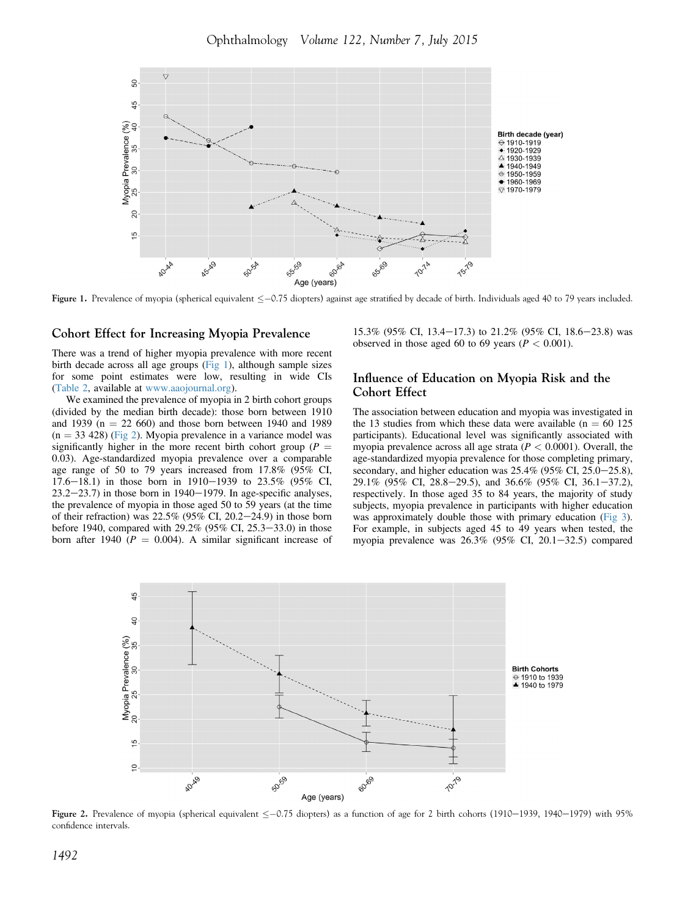Figure 1. Prevalence of myopia (spherical equivalent ≤−0.75 diopters) against age stratified by decade of birth. Individuals aged 40 to 79 years included.

## Cohort Effect for Increasing Myopia Prevalence

There was a trend of higher myopia prevalence with more recent birth decade across all age groups (Fig 1), although sample sizes for some point estimates were low, resulting in wide CIs (Table 2, available at www.aaojournal.org).

We examined the prevalence of myopia in 2 birth cohort groups (divided by the median birth decade): those born between 1910 and 1939 (n = 22 660) and those born between 1940 and 1989 (n = 33 428) (Fig 2). Myopia prevalence in a variance model was significantly higher in the more recent birth cohort group ($P$ = 0.03). Age-standardized myopia prevalence over a comparable age range of 50 to 79 years increased from 17.8% (95% CI, 17.6−18.1) in those born in 1910−1939 to 23.5% (95% CI, 23.2−23.7) in those born in 1940−1979. In age-specific analyses, the prevalence of myopia in those aged 50 to 59 years (at the time of their refraction) was 22.5% (95% CI, 20.2−24.9) in those born before 1940, compared with 29.2% (95% CI, 25.3−33.0) in those born after 1940 ($P$ = 0.004). A similar significant increase of 15.3% (95% CI, 13.4−17.3) to 21.2% (95% CI, 18.6−23.8) was observed in those aged 60 to 69 years ($P < 0.001$).

## Influence of Education on Myopia Risk and the Cohort Effect

The association between education and myopia was investigated in the 13 studies from which these data were available (n = 60 125 participants). Educational level was significantly associated with myopia prevalence across all age strata ($P < 0.0001$). Overall, the age-standardized myopia prevalence for those completing primary, secondary, and higher education was 25.4% (95% CI, 25.0−25.8), 29.1% (95% CI, 28.8−29.5), and 36.6% (95% CI, 36.1−37.2), respectively. In those aged 35 to 84 years, the majority of study subjects, myopia prevalence in participants with higher education was approximately double those with primary education (Fig 3). For example, in subjects aged 45 to 49 years when tested, the myopia prevalence was 26.3% (95% CI, 20.1−32.5) compared

Figure 2. Prevalence of myopia (spherical equivalent ≤−0.75 diopters) as a function of age for 2 birth cohorts (1910−1939, 1940−1979) with 95% confidence intervals.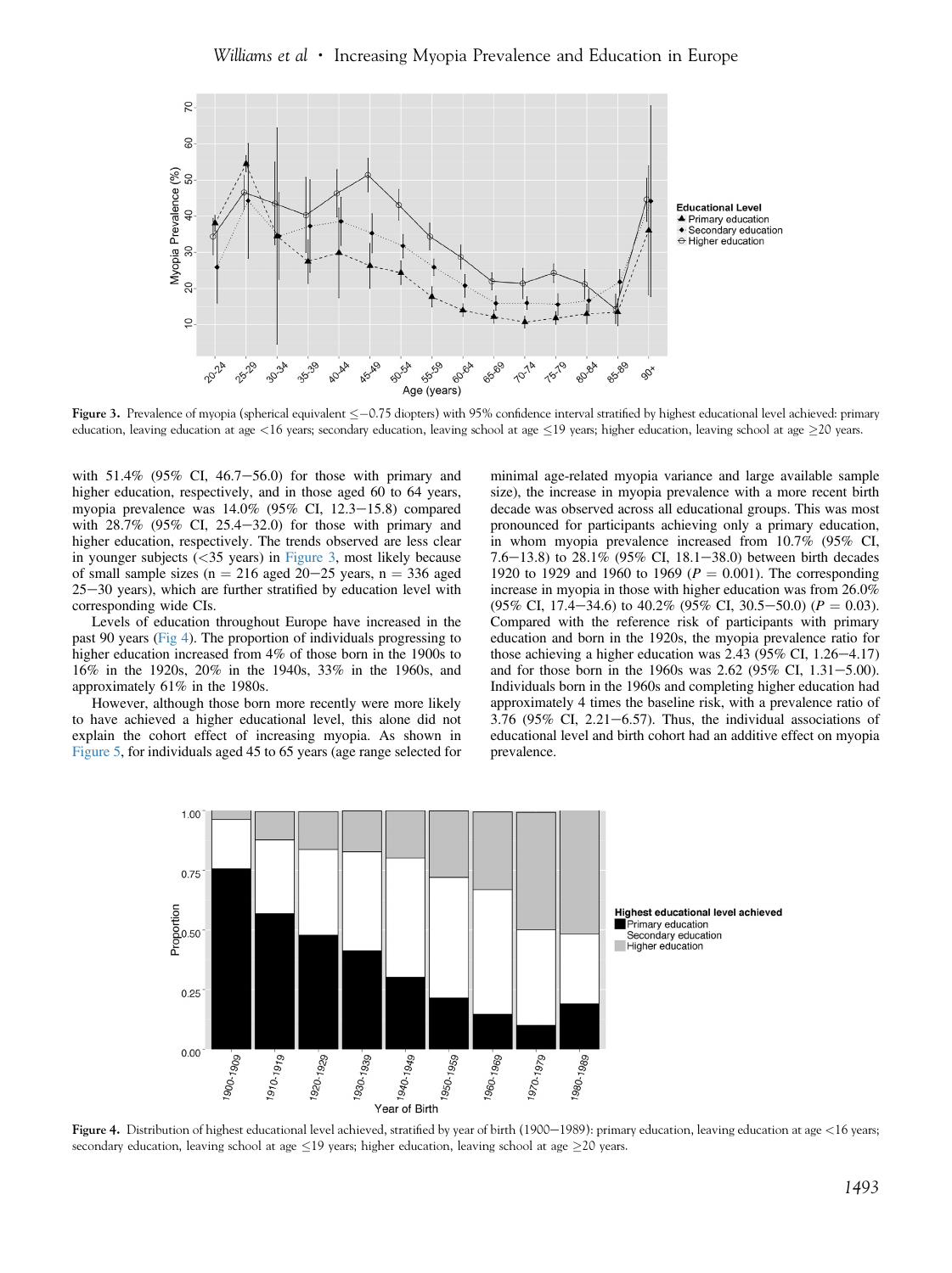Figure 3. Prevalence of myopia (spherical equivalent ≤−0.75 diopters) with 95% confidence interval stratified by highest educational level achieved: primary education, leaving education at age <16 years; secondary education, leaving school at age ≤19 years; higher education, leaving school at age ≥20 years.

with 51.4% (95% CI, 46.7−56.0) for those with primary and higher education, respectively, and in those aged 60 to 64 years, myopia prevalence was 14.0% (95% CI, 12.3−15.8) compared with 28.7% (95% CI, 25.4−32.0) for those with primary and higher education, respectively. The trends observed are less clear in younger subjects (<35 years) in Figure 3, most likely because of small sample sizes (n = 216 aged 20−25 years, n = 336 aged 25−30 years), which are further stratified by education level with corresponding wide CIs.

Levels of education throughout Europe have increased in the past 90 years (Fig 4). The proportion of individuals progressing to higher education increased from 4% of those born in the 1900s to 16% in the 1920s, 20% in the 1940s, 33% in the 1960s, and approximately 61% in the 1980s.

However, although those born more recently were more likely to have achieved a higher educational level, this alone did not explain the cohort effect of increasing myopia. As shown in Figure 5, for individuals aged 45 to 65 years (age range selected for minimal age-related myopia variance and large available sample size), the increase in myopia prevalence with a more recent birth decade was observed across all educational groups. This was most pronounced for participants achieving only a primary education, in whom myopia prevalence increased from 10.7% (95% CI, 7.6−13.8) to 28.1% (95% CI, 18.1−38.0) between birth decades 1920 to 1929 and 1960 to 1969 ($P = 0.001$). The corresponding increase in myopia in those with higher education was from 26.0% (95% CI, 17.4−34.6) to 40.2% (95% CI, 30.5−50.0) ($P = 0.03$). Compared with the reference risk of participants with primary education and born in the 1920s, the myopia prevalence ratio for those achieving a higher education was 2.43 (95% CI, 1.26−4.17) and for those born in the 1960s was 2.62 (95% CI, 1.31−5.00). Individuals born in the 1960s and completing higher education had approximately 4 times the baseline risk, with a prevalence ratio of 3.76 (95% CI, 2.21−6.57). Thus, the individual associations of educational level and birth cohort had an additive effect on myopia prevalence.

Figure 4. Distribution of highest educational level achieved, stratified by year of birth (1900−1989): primary education, leaving education at age <16 years; secondary education, leaving school at age ≤19 years; higher education, leaving school at age ≥20 years.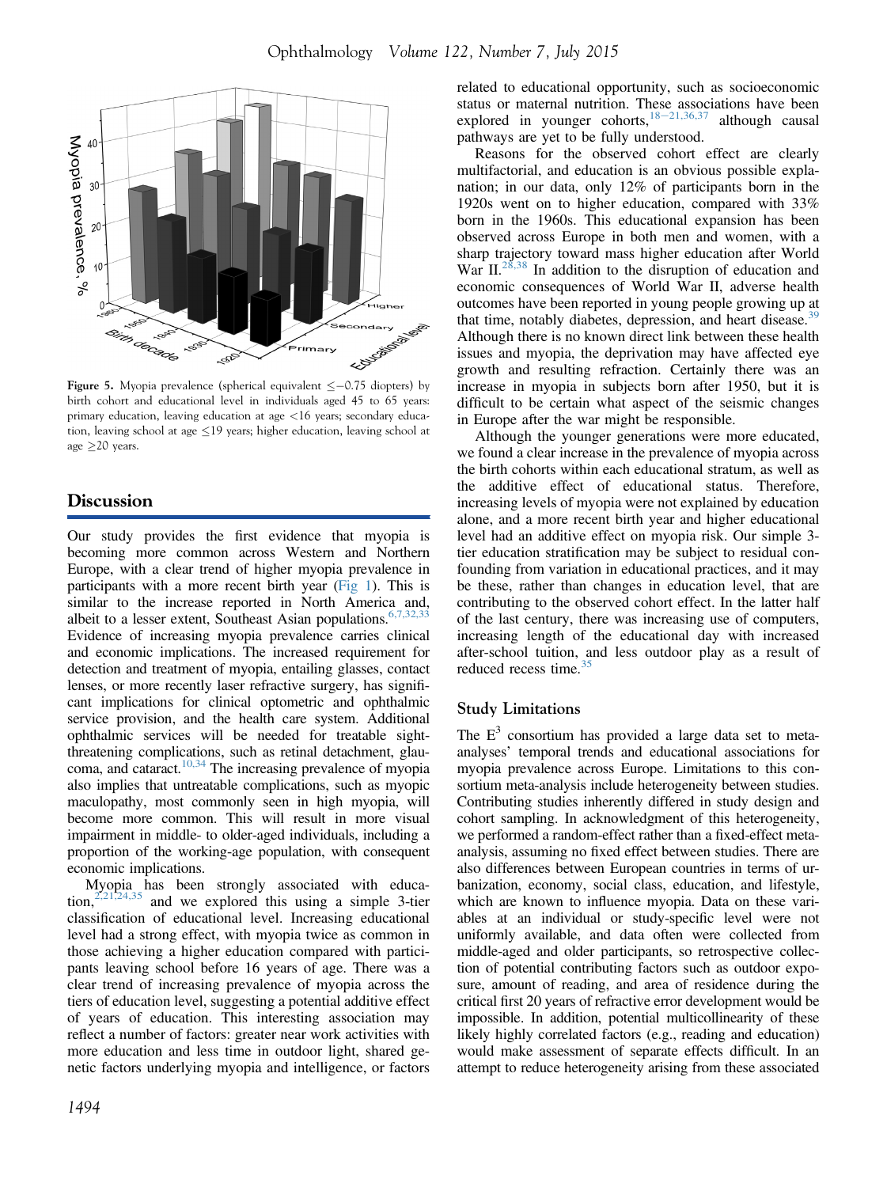Figure 5. Myopia prevalence (spherical equivalent ≤−0.75 diopters) by birth cohort and educational level in individuals aged 45 to 65 years: primary education, leaving education at age <16 years; secondary education, leaving school at age ≤19 years; higher education, leaving school at age ≥20 years.

## Discussion

Our study provides the first evidence that myopia is becoming more common across Western and Northern Europe, with a clear trend of higher myopia prevalence in participants with a more recent birth year (Fig 1). This is similar to the increase reported in North America and, albeit to a lesser extent, Southeast Asian populations.[6,7,32,33] Evidence of increasing myopia prevalence carries clinical and economic implications. The increased requirement for detection and treatment of myopia, entailing glasses, contact lenses, or more recently laser refractive surgery, has significant implications for clinical optometric and ophthalmic service provision, and the health care system. Additional ophthalmic services will be needed for treatable sight-threatening complications, such as retinal detachment, glaucoma, and cataract.[10,34] The increasing prevalence of myopia also implies that untreatable complications, such as myopic maculopathy, most commonly seen in high myopia, will become more common. This will result in more visual impairment in middle- to older-aged individuals, including a proportion of the working-age population, with consequent economic implications.

Myopia has been strongly associated with education,[2,21,24,35] and we explored this using a simple 3-tier classification of educational level. Increasing educational level had a strong effect, with myopia twice as common in those achieving a higher education compared with participants leaving school before 16 years of age. There was a clear trend of increasing prevalence of myopia across the tiers of education level, suggesting a potential additive effect of years of education. This interesting association may reflect a number of factors: greater near work activities with more education and less time in outdoor light, shared genetic factors underlying myopia and intelligence, or factors related to educational opportunity, such as socioeconomic status or maternal nutrition. These associations have been explored in younger cohorts,[18–21,36,37] although causal pathways are yet to be fully understood.

Reasons for the observed cohort effect are clearly multifactorial, and education is an obvious possible explanation; in our data, only 12% of participants born in the 1920s went on to higher education, compared with 33% born in the 1960s. This educational expansion has been observed across Europe in both men and women, with a sharp trajectory toward mass higher education after World War II.[28,38] In addition to the disruption of education and economic consequences of World War II, adverse health outcomes have been reported in young people growing up at that time, notably diabetes, depression, and heart disease.[39] Although there is no known direct link between these health issues and myopia, the deprivation may have affected eye growth and resulting refraction. Certainly there was an increase in myopia in subjects born after 1950, but it is difficult to be certain what aspect of the seismic changes in Europe after the war might be responsible.

Although the younger generations were more educated, we found a clear increase in the prevalence of myopia across the birth cohorts within each educational stratum, as well as the additive effect of educational status. Therefore, increasing levels of myopia were not explained by education alone, and a more recent birth year and higher educational level had an additive effect on myopia risk. Our simple 3-tier education stratification may be subject to residual confounding from variation in educational practices, and it may be these, rather than changes in education level, that are contributing to the observed cohort effect. In the latter half of the last century, there was increasing use of computers, increasing length of the educational day with increased after-school tuition, and less outdoor play as a result of reduced recess time.[35]

### Study Limitations

The E$^3$ consortium has provided a large data set to meta-analyses' temporal trends and educational associations for myopia prevalence across Europe. Limitations to this consortium meta-analysis include heterogeneity between studies. Contributing studies inherently differed in study design and cohort sampling. In acknowledgment of this heterogeneity, we performed a random-effect rather than a fixed-effect meta-analysis, assuming no fixed effect between studies. There are also differences between European countries in terms of urbanization, economy, social class, education, and lifestyle, which are known to influence myopia. Data on these variables at an individual or study-specific level were not uniformly available, and data often were collected from middle-aged and older participants, so retrospective collection of potential contributing factors such as outdoor exposure, amount of reading, and area of residence during the critical first 20 years of refractive error development would be impossible. In addition, potential multicollinearity of these likely highly correlated factors (e.g., reading and education) would make assessment of separate effects difficult. In an attempt to reduce heterogeneity arising from these associated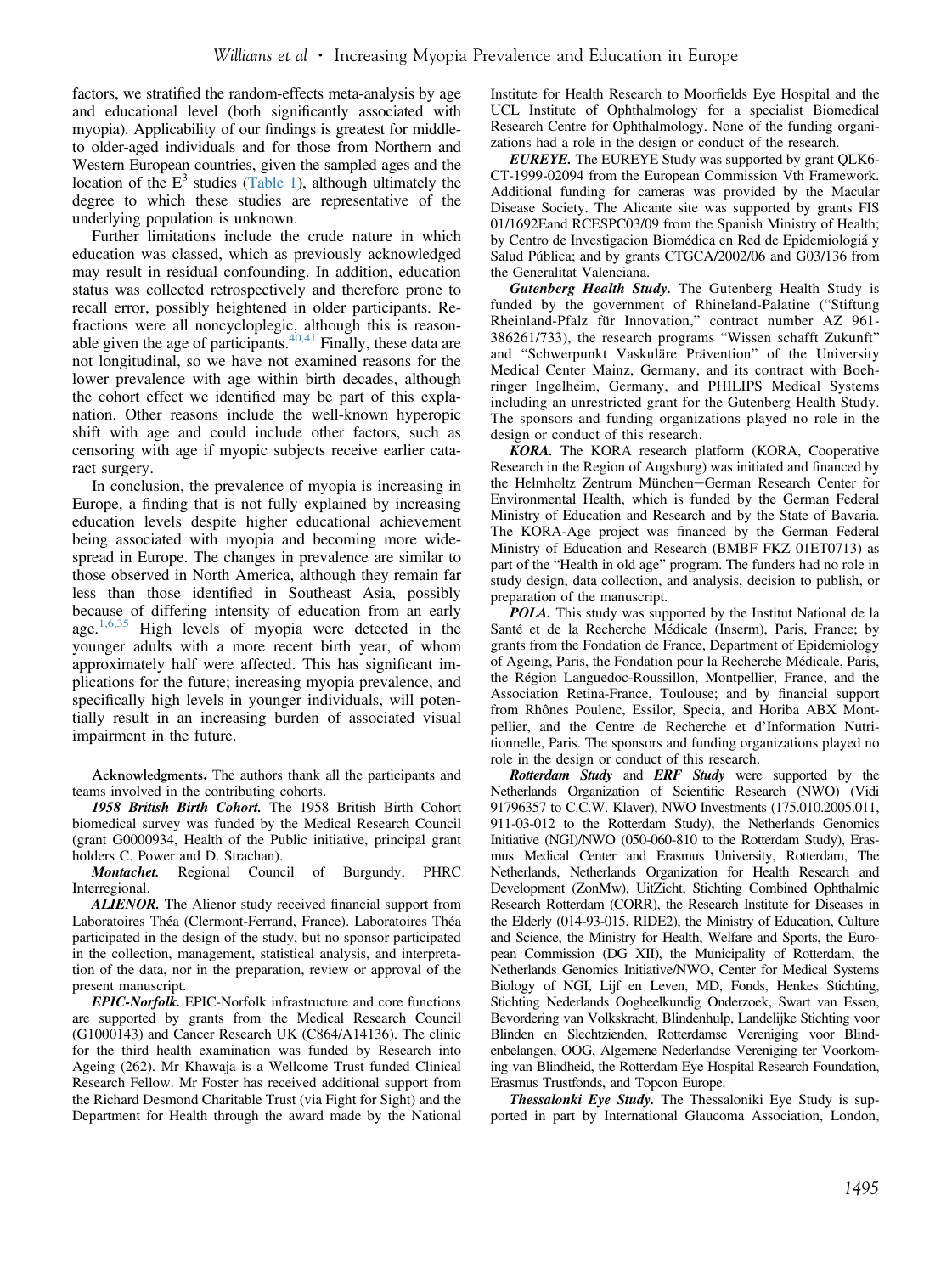factors, we stratified the random-effects meta-analysis by age and educational level (both significantly associated with myopia). Applicability of our findings is greatest for middle- to older-aged individuals and for those from Northern and Western European countries, given the sampled ages and the location of the E$^3$ studies (Table 1), although ultimately the degree to which these studies are representative of the underlying population is unknown.

Further limitations include the crude nature in which education was classed, which as previously acknowledged may result in residual confounding. In addition, education status was collected retrospectively and therefore prone to recall error, possibly heightened in older participants. Refractions were all noncycloplegic, although this is reasonable given the age of participants.[40,41] Finally, these data are not longitudinal, so we have not examined reasons for the lower prevalence with age within birth decades, although the cohort effect we identified may be part of this explanation. Other reasons include the well-known hyperopic shift with age and could include other factors, such as censoring with age if myopic subjects receive earlier cataract surgery.

In conclusion, the prevalence of myopia is increasing in Europe, a finding that is not fully explained by increasing education levels despite higher educational achievement being associated with myopia and becoming more widespread in Europe. The changes in prevalence are similar to those observed in North America, although they remain far less than those identified in Southeast Asia, possibly because of differing intensity of education from an early age.[1,6,35] High levels of myopia were detected in the younger adults with a more recent birth year, of whom approximately half were affected. This has significant implications for the future; increasing myopia prevalence, and specifically high levels in younger individuals, will potentially result in an increasing burden of associated visual impairment in the future.

**Acknowledgments.** The authors thank all the participants and teams involved in the contributing cohorts.

***1958 British Birth Cohort.*** The 1958 British Birth Cohort biomedical survey was funded by the Medical Research Council (grant G0000934, Health of the Public initiative, principal grant holders C. Power and D. Strachan).

***Montachet.*** Regional Council of Burgundy, PHRC Interregional.

***ALIENOR.*** The Alienor study received financial support from Laboratoires Théa (Clermont-Ferrand, France). Laboratoires Théa participated in the design of the study, but no sponsor participated in the collection, management, statistical analysis, and interpretation of the data, nor in the preparation, review or approval of the present manuscript.

***EPIC-Norfolk.*** EPIC-Norfolk infrastructure and core functions are supported by grants from the Medical Research Council (G1000143) and Cancer Research UK (C864/A14136). The clinic for the third health examination was funded by Research into Ageing (262). Mr Khawaja is a Wellcome Trust funded Clinical Research Fellow. Mr Foster has received additional support from the Richard Desmond Charitable Trust (via Fight for Sight) and the Department for Health through the award made by the National Institute for Health Research to Moorfields Eye Hospital and the UCL Institute of Ophthalmology for a specialist Biomedical Research Centre for Ophthalmology. None of the funding organizations had a role in the design or conduct of the research.

***EUREYE.*** The EUREYE Study was supported by grant QLK6-CT-1999-02094 from the European Commission Vth Framework. Additional funding for cameras was provided by the Macular Disease Society. The Alicante site was supported by grants FIS 01/1692Eand RCESPC03/09 from the Spanish Ministry of Health; by Centro de Investigacion Biomédica en Red de Epidemiologiá y Salud Pública; and by grants CTGCA/2002/06 and G03/136 from the Generalitat Valenciana.

***Gutenberg Health Study.*** The Gutenberg Health Study is funded by the government of Rhineland-Palatine ("Stiftung Rheinland-Pfalz für Innovation," contract number AZ 961-386261/733), the research programs "Wissen schafft Zukunft" and "Schwerpunkt Vaskuläre Prävention" of the University Medical Center Mainz, Germany, and its contract with Boehringer Ingelheim, Germany, and PHILIPS Medical Systems including an unrestricted grant for the Gutenberg Health Study. The sponsors and funding organizations played no role in the design or conduct of this research.

***KORA.*** The KORA research platform (KORA, Cooperative Research in the Region of Augsburg) was initiated and financed by the Helmholtz Zentrum München–German Research Center for Environmental Health, which is funded by the German Federal Ministry of Education and Research and by the State of Bavaria. The KORA-Age project was financed by the German Federal Ministry of Education and Research (BMBF FKZ 01ET0713) as part of the "Health in old age" program. The funders had no role in study design, data collection, and analysis, decision to publish, or preparation of the manuscript.

***POLA.*** This study was supported by the Institut National de la Santé et de la Recherche Médicale (Inserm), Paris, France; by grants from the Fondation de France, Department of Epidemiology of Ageing, Paris, the Fondation pour la Recherche Médicale, Paris, the Région Languedoc-Roussillon, Montpellier, France, and the Association Retina-France, Toulouse; and by financial support from Rhônes Poulenc, Essilor, Specia, and Horiba ABX Montpellier, and the Centre de Recherche et d'Information Nutritionnelle, Paris. The sponsors and funding organizations played no role in the design or conduct of this research.

***Rotterdam Study*** and ***ERF Study*** were supported by the Netherlands Organization of Scientific Research (NWO) (Vidi 91796357 to C.C.W. Klaver), NWO Investments (175.010.2005.011, 911-03-012 to the Rotterdam Study), the Netherlands Genomics Initiative (NGI)/NWO (050-060-810 to the Rotterdam Study), Erasmus Medical Center and Erasmus University, Rotterdam, The Netherlands, Netherlands Organization for Health Research and Development (ZonMw), UitZicht, Stichting Combined Ophthalmic Research Rotterdam (CORR), the Research Institute for Diseases in the Elderly (014-93-015, RIDE2), the Ministry of Education, Culture and Science, the Ministry for Health, Welfare and Sports, the European Commission (DG XII), the Municipality of Rotterdam, the Netherlands Genomics Initiative/NWO, Center for Medical Systems Biology of NGI, Lijf en Leven, MD, Fonds, Henkes Stichting, Stichting Nederlands Oogheelkundig Onderzoek, Swart van Essen, Bevordering van Volkskracht, Blindenhulp, Landelijke Stichting voor Blinden en Slechtzienden, Rotterdamse Vereniging voor Blindenbelangen, OOG, Algemene Nederlandse Vereniging ter Voorkoming van Blindheid, the Rotterdam Eye Hospital Research Foundation, Erasmus Trustfonds, and Topcon Europe.

***Thessalonki Eye Study.*** The Thessaloniki Eye Study is supported in part by International Glaucoma Association, London,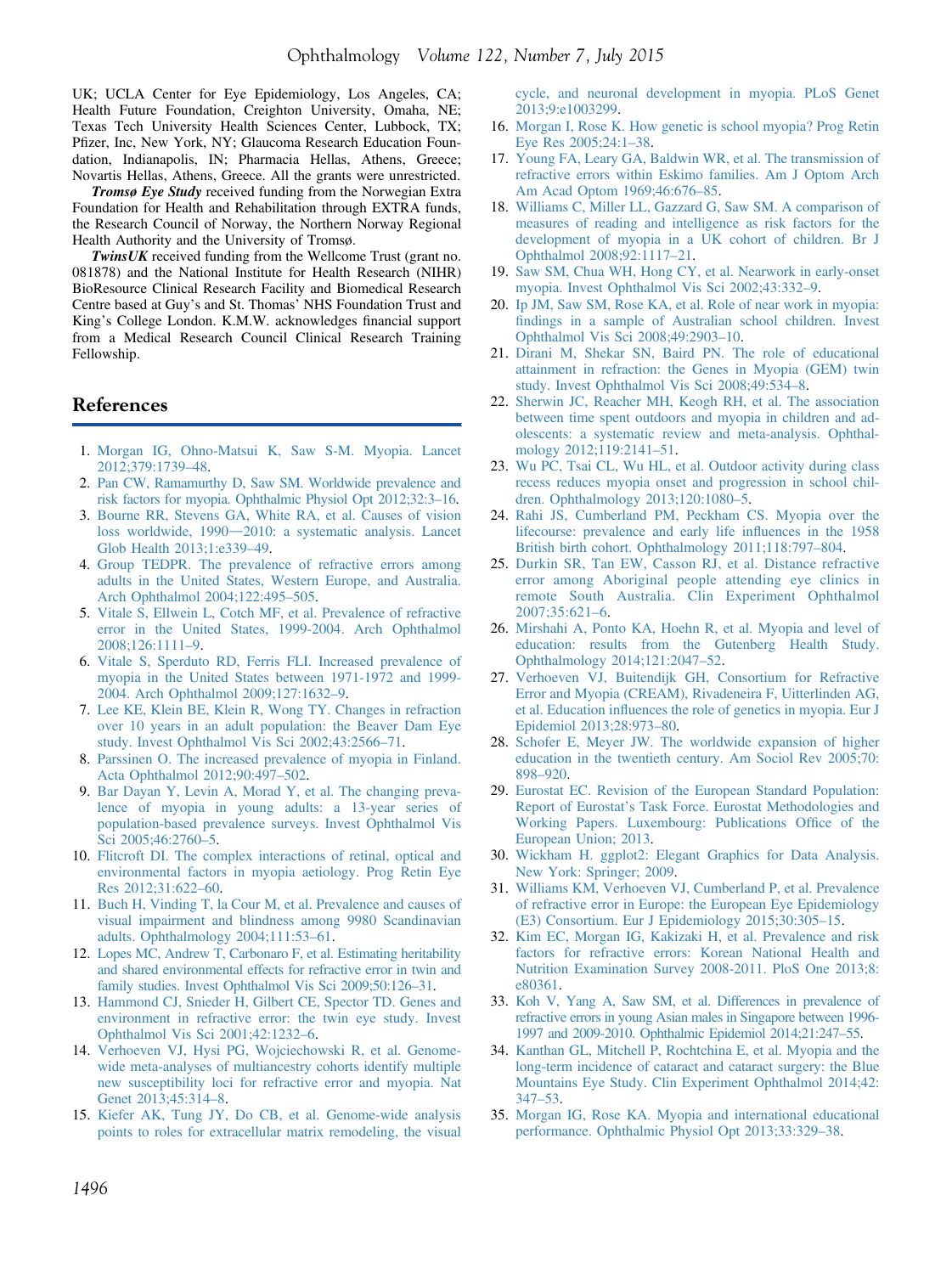UK; UCLA Center for Eye Epidemiology, Los Angeles, CA; Health Future Foundation, Creighton University, Omaha, NE; Texas Tech University Health Sciences Center, Lubbock, TX; Pfizer, Inc, New York, NY; Glaucoma Research Education Foundation, Indianapolis, IN; Pharmacia Hellas, Athens, Greece; Novartis Hellas, Athens, Greece. All the grants were unrestricted.

***Tromsø Eye Study*** received funding from the Norwegian Extra Foundation for Health and Rehabilitation through EXTRA funds, the Research Council of Norway, the Northern Norway Regional Health Authority and the University of Tromsø.

***TwinsUK*** received funding from the Wellcome Trust (grant no. 081878) and the National Institute for Health Research (NIHR) BioResource Clinical Research Facility and Biomedical Research Centre based at Guy's and St. Thomas' NHS Foundation Trust and King's College London. K.M.W. acknowledges financial support from a Medical Research Council Clinical Research Training Fellowship.

## References

1. Morgan IG, Ohno-Matsui K, Saw S-M. Myopia. Lancet 2012;379:1739–48.
2. Pan CW, Ramamurthy D, Saw SM. Worldwide prevalence and risk factors for myopia. Ophthalmic Physiol Opt 2012;32:3–16.
3. Bourne RR, Stevens GA, White RA, et al. Causes of vision loss worldwide, 1990—2010: a systematic analysis. Lancet Glob Health 2013;1:e339–49.
4. Group TEDPR. The prevalence of refractive errors among adults in the United States, Western Europe, and Australia. Arch Ophthalmol 2004;122:495–505.
5. Vitale S, Ellwein L, Cotch MF, et al. Prevalence of refractive error in the United States, 1999-2004. Arch Ophthalmol 2008;126:1111–9.
6. Vitale S, Sperduto RD, Ferris FLI. Increased prevalence of myopia in the United States between 1971-1972 and 1999-2004. Arch Ophthalmol 2009;127:1632–9.
7. Lee KE, Klein BE, Klein R, Wong TY. Changes in refraction over 10 years in an adult population: the Beaver Dam Eye study. Invest Ophthalmol Vis Sci 2002;43:2566–71.
8. Parssinen O. The increased prevalence of myopia in Finland. Acta Ophthalmol 2012;90:497–502.
9. Bar Dayan Y, Levin A, Morad Y, et al. The changing prevalence of myopia in young adults: a 13-year series of population-based prevalence surveys. Invest Ophthalmol Vis Sci 2005;46:2760–5.
10. Flitcroft DI. The complex interactions of retinal, optical and environmental factors in myopia aetiology. Prog Retin Eye Res 2012;31:622–60.
11. Buch H, Vinding T, la Cour M, et al. Prevalence and causes of visual impairment and blindness among 9980 Scandinavian adults. Ophthalmology 2004;111:53–61.
12. Lopes MC, Andrew T, Carbonaro F, et al. Estimating heritability and shared environmental effects for refractive error in twin and family studies. Invest Ophthalmol Vis Sci 2009;50:126–31.
13. Hammond CJ, Snieder H, Gilbert CE, Spector TD. Genes and environment in refractive error: the twin eye study. Invest Ophthalmol Vis Sci 2001;42:1232–6.
14. Verhoeven VJ, Hysi PG, Wojciechowski R, et al. Genome-wide meta-analyses of multiancestry cohorts identify multiple new susceptibility loci for refractive error and myopia. Nat Genet 2013;45:314–8.
15. Kiefer AK, Tung JY, Do CB, et al. Genome-wide analysis points to roles for extracellular matrix remodeling, the visual cycle, and neuronal development in myopia. PLoS Genet 2013;9:e1003299.
16. Morgan I, Rose K. How genetic is school myopia? Prog Retin Eye Res 2005;24:1–38.
17. Young FA, Leary GA, Baldwin WR, et al. The transmission of refractive errors within Eskimo families. Am J Optom Arch Am Acad Optom 1969;46:676–85.
18. Williams C, Miller LL, Gazzard G, Saw SM. A comparison of measures of reading and intelligence as risk factors for the development of myopia in a UK cohort of children. Br J Ophthalmol 2008;92:1117–21.
19. Saw SM, Chua WH, Hong CY, et al. Nearwork in early-onset myopia. Invest Ophthalmol Vis Sci 2002;43:332–9.
20. Ip JM, Saw SM, Rose KA, et al. Role of near work in myopia: findings in a sample of Australian school children. Invest Ophthalmol Vis Sci 2008;49:2903–10.
21. Dirani M, Shekar SN, Baird PN. The role of educational attainment in refraction: the Genes in Myopia (GEM) twin study. Invest Ophthalmol Vis Sci 2008;49:534–8.
22. Sherwin JC, Reacher MH, Keogh RH, et al. The association between time spent outdoors and myopia in children and adolescents: a systematic review and meta-analysis. Ophthalmology 2012;119:2141–51.
23. Wu PC, Tsai CL, Wu HL, et al. Outdoor activity during class recess reduces myopia onset and progression in school children. Ophthalmology 2013;120:1080–5.
24. Rahi JS, Cumberland PM, Peckham CS. Myopia over the lifecourse: prevalence and early life influences in the 1958 British birth cohort. Ophthalmology 2011;118:797–804.
25. Durkin SR, Tan EW, Casson RJ, et al. Distance refractive error among Aboriginal people attending eye clinics in remote South Australia. Clin Experiment Ophthalmol 2007;35:621–6.
26. Mirshahi A, Ponto KA, Hoehn R, et al. Myopia and level of education: results from the Gutenberg Health Study. Ophthalmology 2014;121:2047–52.
27. Verhoeven VJ, Buitendijk GH, Consortium for Refractive Error and Myopia (CREAM), Rivadeneira F, Uitterlinden AG, et al. Education influences the role of genetics in myopia. Eur J Epidemiol 2013;28:973–80.
28. Schofer E, Meyer JW. The worldwide expansion of higher education in the twentieth century. Am Sociol Rev 2005;70: 898–920.
29. Eurostat EC. Revision of the European Standard Population: Report of Eurostat's Task Force. Eurostat Methodologies and Working Papers. Luxembourg: Publications Office of the European Union; 2013.
30. Wickham H. ggplot2: Elegant Graphics for Data Analysis. New York: Springer; 2009.
31. Williams KM, Verhoeven VJ, Cumberland P, et al. Prevalence of refractive error in Europe: the European Eye Epidemiology (E3) Consortium. Eur J Epidemiology 2015;30:305–15.
32. Kim EC, Morgan IG, Kakizaki H, et al. Prevalence and risk factors for refractive errors: Korean National Health and Nutrition Examination Survey 2008-2011. PloS One 2013;8: e80361.
33. Koh V, Yang A, Saw SM, et al. Differences in prevalence of refractive errors in young Asian males in Singapore between 1996-1997 and 2009-2010. Ophthalmic Epidemiol 2014;21:247–55.
34. Kanthan GL, Mitchell P, Rochtchina E, et al. Myopia and the long-term incidence of cataract and cataract surgery: the Blue Mountains Eye Study. Clin Experiment Ophthalmol 2014;42: 347–53.
35. Morgan IG, Rose KA. Myopia and international educational performance. Ophthalmic Physiol Opt 2013;33:329–38.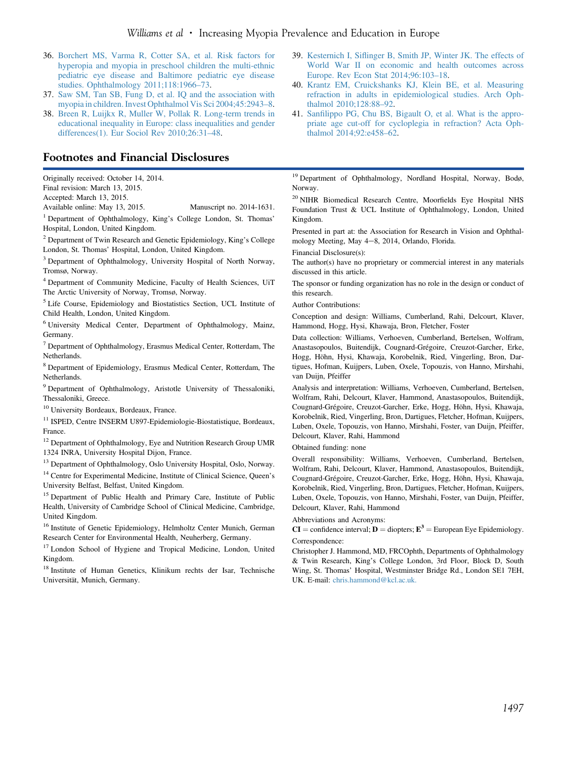36. Borchert MS, Varma R, Cotter SA, et al. Risk factors for hyperopia and myopia in preschool children the multi-ethnic pediatric eye disease and Baltimore pediatric eye disease studies. Ophthalmology 2011;118:1966–73.
37. Saw SM, Tan SB, Fung D, et al. IQ and the association with myopia in children. Invest Ophthalmol Vis Sci 2004;45:2943–8.
38. Breen R, Luijkx R, Muller W, Pollak R. Long-term trends in educational inequality in Europe: class inequalities and gender differences(1). Eur Sociol Rev 2010;26:31–48.
39. Kesternich I, Siflinger B, Smith JP, Winter JK. The effects of World War II on economic and health outcomes across Europe. Rev Econ Stat 2014;96:103–18.
40. Krantz EM, Cruickshanks KJ, Klein BE, et al. Measuring refraction in adults in epidemiological studies. Arch Ophthalmol 2010;128:88–92.
41. Sanfilippo PG, Chu BS, Bigault O, et al. What is the appropriate age cut-off for cycloplegia in refraction? Acta Ophthalmol 2014;92:e458–62.

## Footnotes and Financial Disclosures

Originally received: October 14, 2014.
Final revision: March 13, 2015.
Accepted: March 13, 2015.
Available online: May 13, 2015. Manuscript no. 2014-1631.

[1] Department of Ophthalmology, King's College London, St. Thomas' Hospital, London, United Kingdom.

[2] Department of Twin Research and Genetic Epidemiology, King's College London, St. Thomas' Hospital, London, United Kingdom.

[3] Department of Ophthalmology, University Hospital of North Norway, Tromsø, Norway.

[4] Department of Community Medicine, Faculty of Health Sciences, UiT The Arctic University of Norway, Tromsø, Norway.

[5] Life Course, Epidemiology and Biostatistics Section, UCL Institute of Child Health, London, United Kingdom.

[6] University Medical Center, Department of Ophthalmology, Mainz, Germany.

[7] Department of Ophthalmology, Erasmus Medical Center, Rotterdam, The Netherlands.

[8] Department of Epidemiology, Erasmus Medical Center, Rotterdam, The Netherlands.

[9] Department of Ophthalmology, Aristotle University of Thessaloniki, Thessaloniki, Greece.

[10] University Bordeaux, Bordeaux, France.

[11] ISPED, Centre INSERM U897-Epidemiologie-Biostatistique, Bordeaux, France.

[12] Department of Ophthalmology, Eye and Nutrition Research Group UMR 1324 INRA, University Hospital Dijon, France.

[13] Department of Ophthalmology, Oslo University Hospital, Oslo, Norway.

[14] Centre for Experimental Medicine, Institute of Clinical Science, Queen's University Belfast, Belfast, United Kingdom.

[15] Department of Public Health and Primary Care, Institute of Public Health, University of Cambridge School of Clinical Medicine, Cambridge, United Kingdom.

[16] Institute of Genetic Epidemiology, Helmholtz Center Munich, German Research Center for Environmental Health, Neuherberg, Germany.

[17] London School of Hygiene and Tropical Medicine, London, United Kingdom.

[18] Institute of Human Genetics, Klinikum rechts der Isar, Technische Universität, Munich, Germany.

[19] Department of Ophthalmology, Nordland Hospital, Norway, Bodø, Norway.

[20] NIHR Biomedical Research Centre, Moorfields Eye Hospital NHS Foundation Trust & UCL Institute of Ophthalmology, London, United Kingdom.

Presented in part at: the Association for Research in Vision and Ophthalmology Meeting, May 4–8, 2014, Orlando, Florida.

Financial Disclosure(s):

The author(s) have no proprietary or commercial interest in any materials discussed in this article.

The sponsor or funding organization has no role in the design or conduct of this research.

Author Contributions:

Conception and design: Williams, Cumberland, Rahi, Delcourt, Klaver, Hammond, Hogg, Hysi, Khawaja, Bron, Fletcher, Foster

Data collection: Williams, Verhoeven, Cumberland, Bertelsen, Wolfram, Anastasopoulos, Buitendijk, Cougnard-Grégoire, Creuzot-Garcher, Erke, Hogg, Höhn, Hysi, Khawaja, Korobelnik, Ried, Vingerling, Bron, Dartigues, Hofman, Kuijpers, Luben, Oxele, Topouzis, von Hanno, Mirshahi, van Duijn, Pfeiffer

Analysis and interpretation: Williams, Verhoeven, Cumberland, Bertelsen, Wolfram, Rahi, Delcourt, Klaver, Hammond, Anastasopoulos, Buitendijk, Cougnard-Grégoire, Creuzot-Garcher, Erke, Hogg, Höhn, Hysi, Khawaja, Korobelnik, Ried, Vingerling, Bron, Dartigues, Fletcher, Hofman, Kuijpers, Luben, Oxele, Topouzis, von Hanno, Mirshahi, Foster, van Duijn, Pfeiffer, Delcourt, Klaver, Rahi, Hammond

Obtained funding: none

Overall responsibility: Williams, Verhoeven, Cumberland, Bertelsen, Wolfram, Rahi, Delcourt, Klaver, Hammond, Anastasopoulos, Buitendijk, Cougnard-Grégoire, Creuzot-Garcher, Erke, Hogg, Höhn, Hysi, Khawaja, Korobelnik, Ried, Vingerling, Bron, Dartigues, Fletcher, Hofman, Kuijpers, Luben, Oxele, Topouzis, von Hanno, Mirshahi, Foster, van Duijn, Pfeiffer, Delcourt, Klaver, Rahi, Hammond

Abbreviations and Acronyms:

**CI** = confidence interval; **D** = diopters; **E$^3$** = European Eye Epidemiology.

Correspondence:

Christopher J. Hammond, MD, FRCOphth, Departments of Ophthalmology & Twin Research, King's College London, 3rd Floor, Block D, South Wing, St. Thomas' Hospital, Westminster Bridge Rd., London SE1 7EH, UK. E-mail: chris.hammond@kcl.ac.uk.